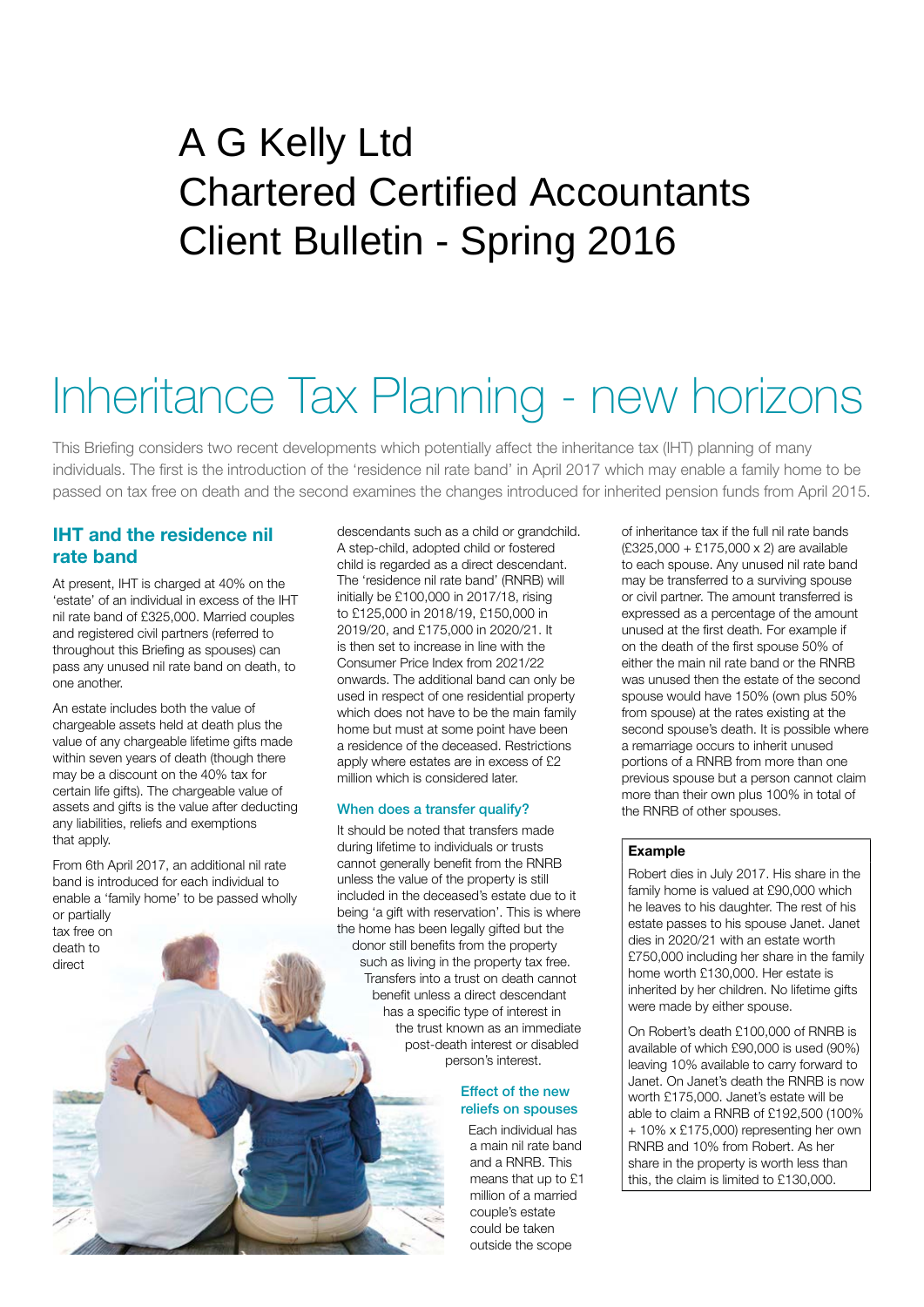# A G Kelly Ltd
# Chartered Certified Accountants
# Client Bulletin - Spring 2016

# Inheritance Tax Planning - new horizons

This Briefing considers two recent developments which potentially affect the inheritance tax (IHT) planning of many individuals. The first is the introduction of the 'residence nil rate band' in April 2017 which may enable a family home to be passed on tax free on death and the second examines the changes introduced for inherited pension funds from April 2015.

## IHT and the residence nil rate band

At present, IHT is charged at 40% on the 'estate' of an individual in excess of the IHT nil rate band of £325,000. Married couples and registered civil partners (referred to throughout this Briefing as spouses) can pass any unused nil rate band on death, to one another.

An estate includes both the value of chargeable assets held at death plus the value of any chargeable lifetime gifts made within seven years of death (though there may be a discount on the 40% tax for certain life gifts). The chargeable value of assets and gifts is the value after deducting any liabilities, reliefs and exemptions that apply.

From 6th April 2017, an additional nil rate band is introduced for each individual to enable a 'family home' to be passed wholly or partially tax free on death to direct descendants such as a child or grandchild. A step-child, adopted child or fostered child is regarded as a direct descendant. The 'residence nil rate band' (RNRB) will initially be £100,000 in 2017/18, rising to £125,000 in 2018/19, £150,000 in 2019/20, and £175,000 in 2020/21. It is then set to increase in line with the Consumer Price Index from 2021/22 onwards. The additional band can only be used in respect of one residential property which does not have to be the main family home but must at some point have been a residence of the deceased. Restrictions apply where estates are in excess of £2 million which is considered later.

### When does a transfer qualify?

It should be noted that transfers made during lifetime to individuals or trusts cannot generally benefit from the RNRB unless the value of the property is still included in the deceased's estate due to it being 'a gift with reservation'. This is where the home has been legally gifted but the donor still benefits from the property such as living in the property tax free. Transfers into a trust on death cannot benefit unless a direct descendant has a specific type of interest in the trust known as an immediate post-death interest or disabled person's interest.

### Effect of the new reliefs on spouses

Each individual has a main nil rate band and a RNRB. This means that up to £1 million of a married couple's estate could be taken outside the scope of inheritance tax if the full nil rate bands (£325,000 + £175,000 x 2) are available to each spouse. Any unused nil rate band may be transferred to a surviving spouse or civil partner. The amount transferred is expressed as a percentage of the amount unused at the first death. For example if on the death of the first spouse 50% of either the main nil rate band or the RNRB was unused then the estate of the second spouse would have 150% (own plus 50% from spouse) at the rates existing at the second spouse's death. It is possible where a remarriage occurs to inherit unused portions of a RNRB from more than one previous spouse but a person cannot claim more than their own plus 100% in total of the RNRB of other spouses.

**Example**

Robert dies in July 2017. His share in the family home is valued at £90,000 which he leaves to his daughter. The rest of his estate passes to his spouse Janet. Janet dies in 2020/21 with an estate worth £750,000 including her share in the family home worth £130,000. Her estate is inherited by her children. No lifetime gifts were made by either spouse.

On Robert's death £100,000 of RNRB is available of which £90,000 is used (90%) leaving 10% available to carry forward to Janet. On Janet's death the RNRB is now worth £175,000. Janet's estate will be able to claim a RNRB of £192,500 (100% + 10% x £175,000) representing her own RNRB and 10% from Robert. As her share in the property is worth less than this, the claim is limited to £130,000.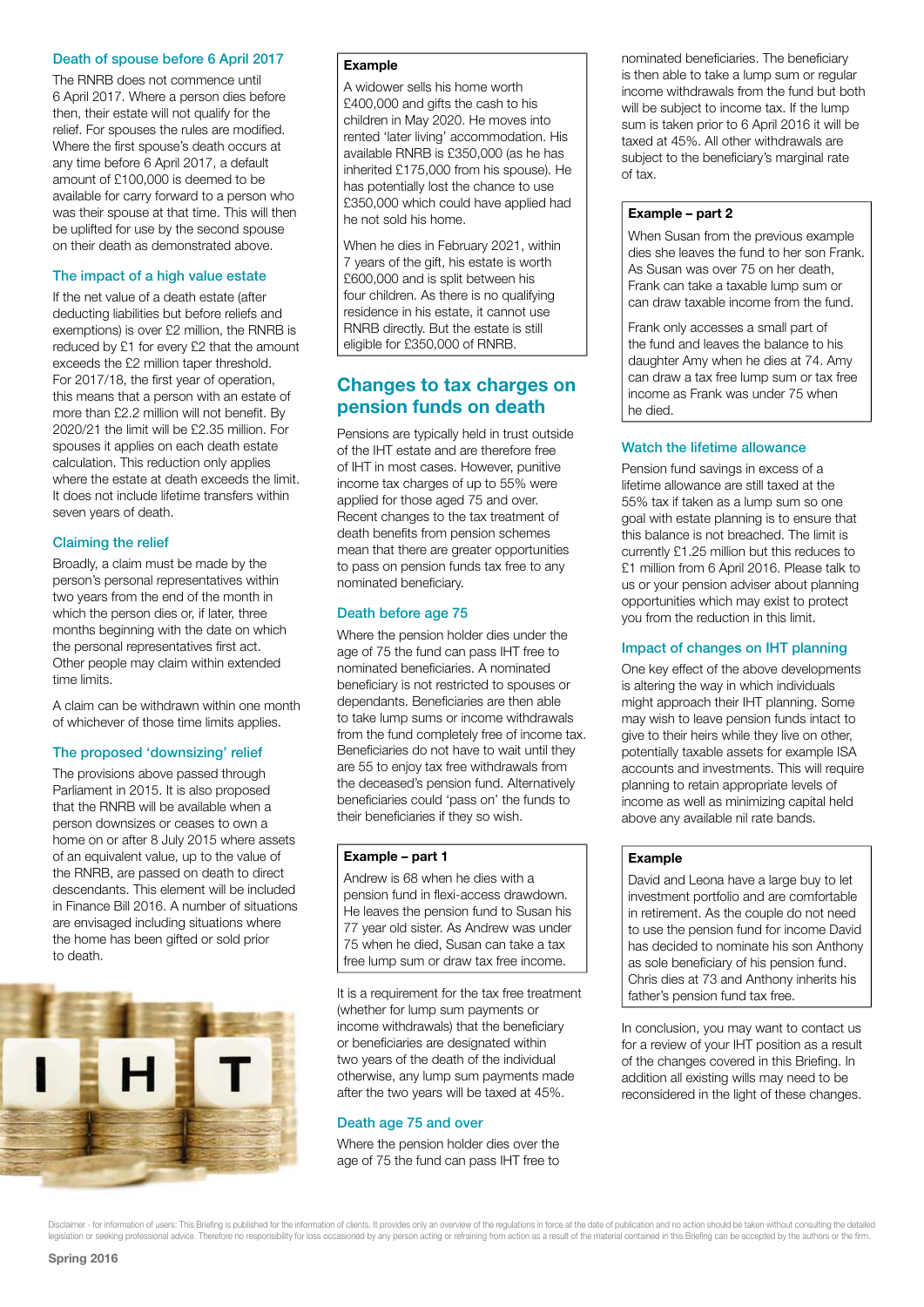### Death of spouse before 6 April 2017

The RNRB does not commence until 6 April 2017. Where a person dies before then, their estate will not qualify for the relief. For spouses the rules are modified. Where the first spouse's death occurs at any time before 6 April 2017, a default amount of £100,000 is deemed to be available for carry forward to a person who was their spouse at that time. This will then be uplifted for use by the second spouse on their death as demonstrated above.

### The impact of a high value estate

If the net value of a death estate (after deducting liabilities but before reliefs and exemptions) is over £2 million, the RNRB is reduced by £1 for every £2 that the amount exceeds the £2 million taper threshold. For 2017/18, the first year of operation, this means that a person with an estate of more than £2.2 million will not benefit. By 2020/21 the limit will be £2.35 million. For spouses it applies on each death estate calculation. This reduction only applies where the estate at death exceeds the limit. It does not include lifetime transfers within seven years of death.

### Claiming the relief

Broadly, a claim must be made by the person's personal representatives within two years from the end of the month in which the person dies or, if later, three months beginning with the date on which the personal representatives first act. Other people may claim within extended time limits.

A claim can be withdrawn within one month of whichever of those time limits applies.

### The proposed 'downsizing' relief

The provisions above passed through Parliament in 2015. It is also proposed that the RNRB will be available when a person downsizes or ceases to own a home on or after 8 July 2015 where assets of an equivalent value, up to the value of the RNRB, are passed on death to direct descendants. This element will be included in Finance Bill 2016. A number of situations are envisaged including situations where the home has been gifted or sold prior to death.

**Example**

A widower sells his home worth £400,000 and gifts the cash to his children in May 2020. He moves into rented 'later living' accommodation. His available RNRB is £350,000 (as he has inherited £175,000 from his spouse). He has potentially lost the chance to use £350,000 which could have applied had he not sold his home.

When he dies in February 2021, within 7 years of the gift, his estate is worth £600,000 and is split between his four children. As there is no qualifying residence in his estate, it cannot use RNRB directly. But the estate is still eligible for £350,000 of RNRB.

## Changes to tax charges on pension funds on death

Pensions are typically held in trust outside of the IHT estate and are therefore free of IHT in most cases. However, punitive income tax charges of up to 55% were applied for those aged 75 and over. Recent changes to the tax treatment of death benefits from pension schemes mean that there are greater opportunities to pass on pension funds tax free to any nominated beneficiary.

### Death before age 75

Where the pension holder dies under the age of 75 the fund can pass IHT free to nominated beneficiaries. A nominated beneficiary is not restricted to spouses or dependants. Beneficiaries are then able to take lump sums or income withdrawals from the fund completely free of income tax. Beneficiaries do not have to wait until they are 55 to enjoy tax free withdrawals from the deceased's pension fund. Alternatively beneficiaries could 'pass on' the funds to their beneficiaries if they so wish.

**Example – part 1**

Andrew is 68 when he dies with a pension fund in flexi-access drawdown. He leaves the pension fund to Susan his 77 year old sister. As Andrew was under 75 when he died, Susan can take a tax free lump sum or draw tax free income.

It is a requirement for the tax free treatment (whether for lump sum payments or income withdrawals) that the beneficiary or beneficiaries are designated within two years of the death of the individual otherwise, any lump sum payments made after the two years will be taxed at 45%.

### Death age 75 and over

Where the pension holder dies over the age of 75 the fund can pass IHT free to nominated beneficiaries. The beneficiary is then able to take a lump sum or regular income withdrawals from the fund but both will be subject to income tax. If the lump sum is taken prior to 6 April 2016 it will be taxed at 45%. All other withdrawals are subject to the beneficiary's marginal rate of tax.

**Example – part 2**

When Susan from the previous example dies she leaves the fund to her son Frank. As Susan was over 75 on her death, Frank can take a taxable lump sum or can draw taxable income from the fund.

Frank only accesses a small part of the fund and leaves the balance to his daughter Amy when he dies at 74. Amy can draw a tax free lump sum or tax free income as Frank was under 75 when he died.

### Watch the lifetime allowance

Pension fund savings in excess of a lifetime allowance are still taxed at the 55% tax if taken as a lump sum so one goal with estate planning is to ensure that this balance is not breached. The limit is currently £1.25 million but this reduces to £1 million from 6 April 2016. Please talk to us or your pension adviser about planning opportunities which may exist to protect you from the reduction in this limit.

### Impact of changes on IHT planning

One key effect of the above developments is altering the way in which individuals might approach their IHT planning. Some may wish to leave pension funds intact to give to their heirs while they live off other, potentially taxable assets for example ISA accounts and investments. This will require planning to retain appropriate levels of income as well as minimizing capital held above any available nil rate bands.

**Example**

David and Leona have a large buy to let investment portfolio and are comfortable in retirement. As the couple do not need to use the pension fund for income David has decided to nominate his son Anthony as sole beneficiary of his pension fund. Chris dies at 73 and Anthony inherits his father's pension fund tax free.

In conclusion, you may want to contact us for a review of your IHT position as a result of the changes covered in this Briefing. In addition all existing wills may need to be reconsidered in the light of these changes.

Disclaimer - for information of users: This Briefing is published for the information of clients. It provides only an overview of the regulations in force at the date of publication and no action should be taken without consulting the detailed legislation or seeking professional advice. Therefore no responsibility for loss occasioned by any person acting or refraining from action as a result of the material contained in this Briefing can be accepted by the authors or the firm.

Spring 2016